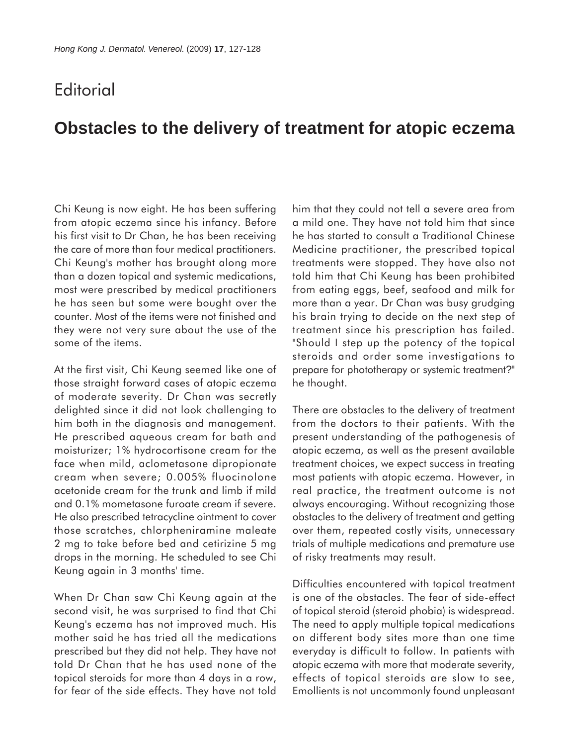# Editorial

## Obstacles to the delivery of treatment for atopic eczema

Chi Keung is now eight. He has been suffering from atopic eczema since his infancy. Before his first visit to Dr Chan, he has been receiving the care of more than four medical practitioners. Chi Keung's mother has brought along more than a dozen topical and systemic medications, most were prescribed by medical practitioners he has seen but some were bought over the counter. Most of the items were not finished and they were not very sure about the use of the some of the items.

At the first visit, Chi Keung seemed like one of those straight forward cases of atopic eczema of moderate severity. Dr Chan was secretly delighted since it did not look challenging to him both in the diagnosis and management. He prescribed aqueous cream for bath and moisturizer; 1% hydrocortisone cream for the face when mild, aclometasone dipropionate cream when severe; 0.005% fluocinolone acetonide cream for the trunk and limb if mild and 0.1% mometasone furoate cream if severe. He also prescribed tetracycline ointment to cover those scratches, chlorpheniramine maleate 2 mg to take before bed and cetirizine 5 mg drops in the morning. He scheduled to see Chi Keung again in 3 months' time.

When Dr Chan saw Chi Keung again at the second visit, he was surprised to find that Chi Keung's eczema has not improved much. His mother said he has tried all the medications prescribed but they did not help. They have not told Dr Chan that he has used none of the topical steroids for more than 4 days in a row, for fear of the side effects. They have not told him that they could not tell a severe area from a mild one. They have not told him that since he has started to consult a Traditional Chinese Medicine practitioner, the prescribed topical treatments were stopped. They have also not told him that Chi Keung has been prohibited from eating eggs, beef, seafood and milk for more than a year. Dr Chan was busy grudging his brain trying to decide on the next step of treatment since his prescription has failed. "Should I step up the potency of the topical steroids and order some investigations to prepare for phototherapy or systemic treatment?" he thought.

There are obstacles to the delivery of treatment from the doctors to their patients. With the present understanding of the pathogenesis of atopic eczema, as well as the present available treatment choices, we expect success in treating most patients with atopic eczema. However, in real practice, the treatment outcome is not always encouraging. Without recognizing those obstacles to the delivery of treatment and getting over them, repeated costly visits, unnecessary trials of multiple medications and premature use of risky treatments may result.

Difficulties encountered with topical treatment is one of the obstacles. The fear of side-effect of topical steroid (steroid phobia) is widespread. The need to apply multiple topical medications on different body sites more than one time everyday is difficult to follow. In patients with atopic eczema with more that moderate severity, effects of topical steroids are slow to see, Emollients is not uncommonly found unpleasant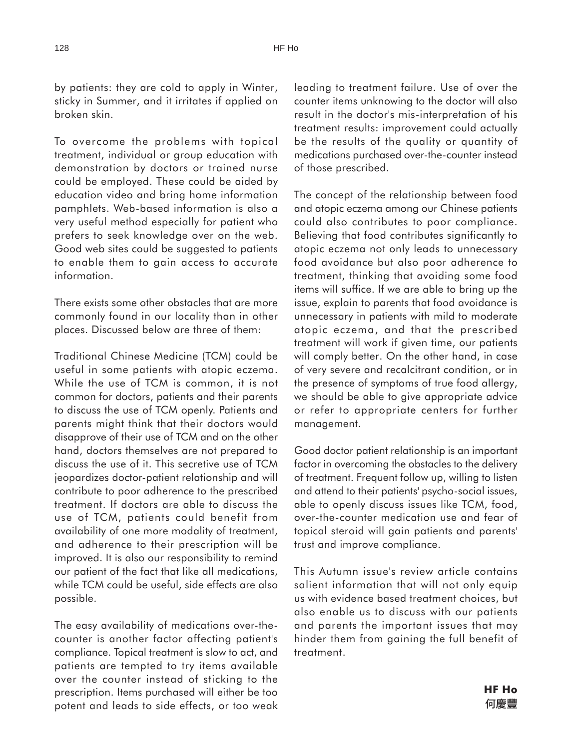by patients: they are cold to apply in Winter, sticky in Summer, and it irritates if applied on broken skin.

To overcome the problems with topical treatment, individual or group education with demonstration by doctors or trained nurse could be employed. These could be aided by education video and bring home information pamphlets. Web-based information is also a very useful method especially for patient who prefers to seek knowledge over on the web. Good web sites could be suggested to patients to enable them to gain access to accurate information.

There exists some other obstacles that are more commonly found in our locality than in other places. Discussed below are three of them:

Traditional Chinese Medicine (TCM) could be useful in some patients with atopic eczema. While the use of TCM is common, it is not common for doctors, patients and their parents to discuss the use of TCM openly. Patients and parents might think that their doctors would disapprove of their use of TCM and on the other hand, doctors themselves are not prepared to discuss the use of it. This secretive use of TCM jeopardizes doctor-patient relationship and will contribute to poor adherence to the prescribed treatment. If doctors are able to discuss the use of TCM, patients could benefit from availability of one more modality of treatment, and adherence to their prescription will be improved. It is also our responsibility to remind our patient of the fact that like all medications, while TCM could be useful, side effects are also possible.

The easy availability of medications over-the-counter is another factor affecting patient's compliance. Topical treatment is slow to act, and patients are tempted to try items available over the counter instead of sticking to the prescription. Items purchased will either be too potent and leads to side effects, or too weak leading to treatment failure. Use of over the counter items unknowing to the doctor will also result in the doctor's mis-interpretation of his treatment results: improvement could actually be the results of the quality or quantity of medications purchased over-the-counter instead of those prescribed.

The concept of the relationship between food and atopic eczema among our Chinese patients could also contributes to poor compliance. Believing that food contributes significantly to atopic eczema not only leads to unnecessary food avoidance but also poor adherence to treatment, thinking that avoiding some food items will suffice. If we are able to bring up the issue, explain to parents that food avoidance is unnecessary in patients with mild to moderate atopic eczema, and that the prescribed treatment will work if given time, our patients will comply better. On the other hand, in case of very severe and recalcitrant condition, or in the presence of symptoms of true food allergy, we should be able to give appropriate advice or refer to appropriate centers for further management.

Good doctor patient relationship is an important factor in overcoming the obstacles to the delivery of treatment. Frequent follow up, willing to listen and attend to their patients' psycho-social issues, able to openly discuss issues like TCM, food, over-the-counter medication use and fear of topical steroid will gain patients and parents' trust and improve compliance.

This Autumn issue's review article contains salient information that will not only equip us with evidence based treatment choices, but also enable us to discuss with our patients and parents the important issues that may hinder them from gaining the full benefit of treatment.

**HF Ho**
**何慶豐**